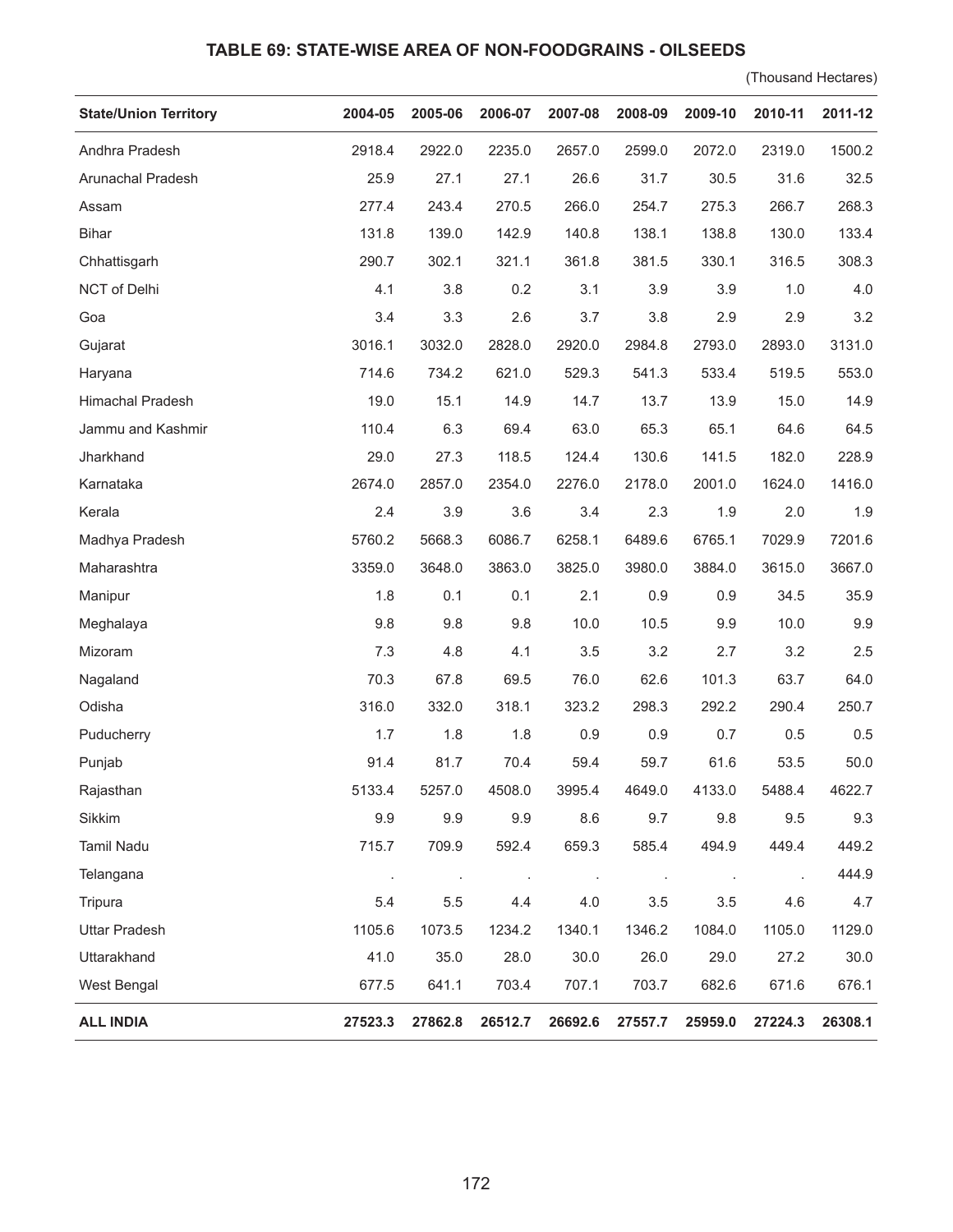## TABLE 69: STATE-WISE AREA OF NON-FOODGRAINS - OILSEEDS

(Thousand Hectares)

| State/Union Territory | 2004-05 | 2005-06 | 2006-07 | 2007-08 | 2008-09 | 2009-10 | 2010-11 | 2011-12 |
|---|---|---|---|---|---|---|---|---|
| Andhra Pradesh | 2918.4 | 2922.0 | 2235.0 | 2657.0 | 2599.0 | 2072.0 | 2319.0 | 1500.2 |
| Arunachal Pradesh | 25.9 | 27.1 | 27.1 | 26.6 | 31.7 | 30.5 | 31.6 | 32.5 |
| Assam | 277.4 | 243.4 | 270.5 | 266.0 | 254.7 | 275.3 | 266.7 | 268.3 |
| Bihar | 131.8 | 139.0 | 142.9 | 140.8 | 138.1 | 138.8 | 130.0 | 133.4 |
| Chhattisgarh | 290.7 | 302.1 | 321.1 | 361.8 | 381.5 | 330.1 | 316.5 | 308.3 |
| NCT of Delhi | 4.1 | 3.8 | 0.2 | 3.1 | 3.9 | 3.9 | 1.0 | 4.0 |
| Goa | 3.4 | 3.3 | 2.6 | 3.7 | 3.8 | 2.9 | 2.9 | 3.2 |
| Gujarat | 3016.1 | 3032.0 | 2828.0 | 2920.0 | 2984.8 | 2793.0 | 2893.0 | 3131.0 |
| Haryana | 714.6 | 734.2 | 621.0 | 529.3 | 541.3 | 533.4 | 519.5 | 553.0 |
| Himachal Pradesh | 19.0 | 15.1 | 14.9 | 14.7 | 13.7 | 13.9 | 15.0 | 14.9 |
| Jammu and Kashmir | 110.4 | 6.3 | 69.4 | 63.0 | 65.3 | 65.1 | 64.6 | 64.5 |
| Jharkhand | 29.0 | 27.3 | 118.5 | 124.4 | 130.6 | 141.5 | 182.0 | 228.9 |
| Karnataka | 2674.0 | 2857.0 | 2354.0 | 2276.0 | 2178.0 | 2001.0 | 1624.0 | 1416.0 |
| Kerala | 2.4 | 3.9 | 3.6 | 3.4 | 2.3 | 1.9 | 2.0 | 1.9 |
| Madhya Pradesh | 5760.2 | 5668.3 | 6086.7 | 6258.1 | 6489.6 | 6765.1 | 7029.9 | 7201.6 |
| Maharashtra | 3359.0 | 3648.0 | 3863.0 | 3825.0 | 3980.0 | 3884.0 | 3615.0 | 3667.0 |
| Manipur | 1.8 | 0.1 | 0.1 | 2.1 | 0.9 | 0.9 | 34.5 | 35.9 |
| Meghalaya | 9.8 | 9.8 | 9.8 | 10.0 | 10.5 | 9.9 | 10.0 | 9.9 |
| Mizoram | 7.3 | 4.8 | 4.1 | 3.5 | 3.2 | 2.7 | 3.2 | 2.5 |
| Nagaland | 70.3 | 67.8 | 69.5 | 76.0 | 62.6 | 101.3 | 63.7 | 64.0 |
| Odisha | 316.0 | 332.0 | 318.1 | 323.2 | 298.3 | 292.2 | 290.4 | 250.7 |
| Puducherry | 1.7 | 1.8 | 1.8 | 0.9 | 0.9 | 0.7 | 0.5 | 0.5 |
| Punjab | 91.4 | 81.7 | 70.4 | 59.4 | 59.7 | 61.6 | 53.5 | 50.0 |
| Rajasthan | 5133.4 | 5257.0 | 4508.0 | 3995.4 | 4649.0 | 4133.0 | 5488.4 | 4622.7 |
| Sikkim | 9.9 | 9.9 | 9.9 | 8.6 | 9.7 | 9.8 | 9.5 | 9.3 |
| Tamil Nadu | 715.7 | 709.9 | 592.4 | 659.3 | 585.4 | 494.9 | 449.4 | 449.2 |
| Telangana | . | . | . | . | . | . | . | 444.9 |
| Tripura | 5.4 | 5.5 | 4.4 | 4.0 | 3.5 | 3.5 | 4.6 | 4.7 |
| Uttar Pradesh | 1105.6 | 1073.5 | 1234.2 | 1340.1 | 1346.2 | 1084.0 | 1105.0 | 1129.0 |
| Uttarakhand | 41.0 | 35.0 | 28.0 | 30.0 | 26.0 | 29.0 | 27.2 | 30.0 |
| West Bengal | 677.5 | 641.1 | 703.4 | 707.1 | 703.7 | 682.6 | 671.6 | 676.1 |
| **ALL INDIA** | **27523.3** | **27862.8** | **26512.7** | **26692.6** | **27557.7** | **25959.0** | **27224.3** | **26308.1** |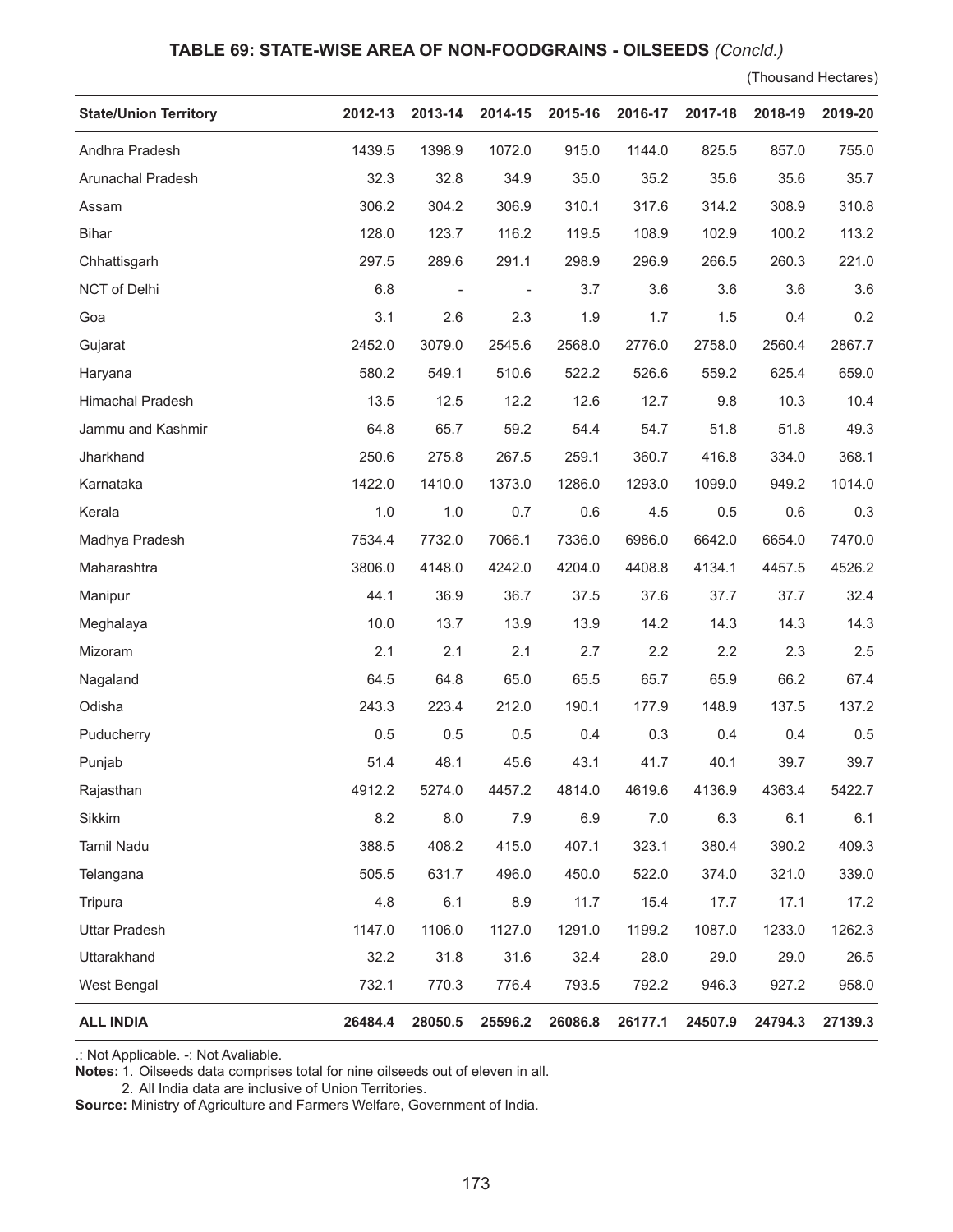## TABLE 69: STATE-WISE AREA OF NON-FOODGRAINS - OILSEEDS *(Concld.)*

(Thousand Hectares)

| State/Union Territory | 2012-13 | 2013-14 | 2014-15 | 2015-16 | 2016-17 | 2017-18 | 2018-19 | 2019-20 |
|---|---|---|---|---|---|---|---|---|
| Andhra Pradesh | 1439.5 | 1398.9 | 1072.0 | 915.0 | 1144.0 | 825.5 | 857.0 | 755.0 |
| Arunachal Pradesh | 32.3 | 32.8 | 34.9 | 35.0 | 35.2 | 35.6 | 35.6 | 35.7 |
| Assam | 306.2 | 304.2 | 306.9 | 310.1 | 317.6 | 314.2 | 308.9 | 310.8 |
| Bihar | 128.0 | 123.7 | 116.2 | 119.5 | 108.9 | 102.9 | 100.2 | 113.2 |
| Chhattisgarh | 297.5 | 289.6 | 291.1 | 298.9 | 296.9 | 266.5 | 260.3 | 221.0 |
| NCT of Delhi | 6.8 | - | - | 3.7 | 3.6 | 3.6 | 3.6 | 3.6 |
| Goa | 3.1 | 2.6 | 2.3 | 1.9 | 1.7 | 1.5 | 0.4 | 0.2 |
| Gujarat | 2452.0 | 3079.0 | 2545.6 | 2568.0 | 2776.0 | 2758.0 | 2560.4 | 2867.7 |
| Haryana | 580.2 | 549.1 | 510.6 | 522.2 | 526.6 | 559.2 | 625.4 | 659.0 |
| Himachal Pradesh | 13.5 | 12.5 | 12.2 | 12.6 | 12.7 | 9.8 | 10.3 | 10.4 |
| Jammu and Kashmir | 64.8 | 65.7 | 59.2 | 54.4 | 54.7 | 51.8 | 51.8 | 49.3 |
| Jharkhand | 250.6 | 275.8 | 267.5 | 259.1 | 360.7 | 416.8 | 334.0 | 368.1 |
| Karnataka | 1422.0 | 1410.0 | 1373.0 | 1286.0 | 1293.0 | 1099.0 | 949.2 | 1014.0 |
| Kerala | 1.0 | 1.0 | 0.7 | 0.6 | 4.5 | 0.5 | 0.6 | 0.3 |
| Madhya Pradesh | 7534.4 | 7732.0 | 7066.1 | 7336.0 | 6986.0 | 6642.0 | 6654.0 | 7470.0 |
| Maharashtra | 3806.0 | 4148.0 | 4242.0 | 4204.0 | 4408.8 | 4134.1 | 4457.5 | 4526.2 |
| Manipur | 44.1 | 36.9 | 36.7 | 37.5 | 37.6 | 37.7 | 37.7 | 32.4 |
| Meghalaya | 10.0 | 13.7 | 13.9 | 13.9 | 14.2 | 14.3 | 14.3 | 14.3 |
| Mizoram | 2.1 | 2.1 | 2.1 | 2.7 | 2.2 | 2.2 | 2.3 | 2.5 |
| Nagaland | 64.5 | 64.8 | 65.0 | 65.5 | 65.7 | 65.9 | 66.2 | 67.4 |
| Odisha | 243.3 | 223.4 | 212.0 | 190.1 | 177.9 | 148.9 | 137.5 | 137.2 |
| Puducherry | 0.5 | 0.5 | 0.5 | 0.4 | 0.3 | 0.4 | 0.4 | 0.5 |
| Punjab | 51.4 | 48.1 | 45.6 | 43.1 | 41.7 | 40.1 | 39.7 | 39.7 |
| Rajasthan | 4912.2 | 5274.0 | 4457.2 | 4814.0 | 4619.6 | 4136.9 | 4363.4 | 5422.7 |
| Sikkim | 8.2 | 8.0 | 7.9 | 6.9 | 7.0 | 6.3 | 6.1 | 6.1 |
| Tamil Nadu | 388.5 | 408.2 | 415.0 | 407.1 | 323.1 | 380.4 | 390.2 | 409.3 |
| Telangana | 505.5 | 631.7 | 496.0 | 450.0 | 522.0 | 374.0 | 321.0 | 339.0 |
| Tripura | 4.8 | 6.1 | 8.9 | 11.7 | 15.4 | 17.7 | 17.1 | 17.2 |
| Uttar Pradesh | 1147.0 | 1106.0 | 1127.0 | 1291.0 | 1199.2 | 1087.0 | 1233.0 | 1262.3 |
| Uttarakhand | 32.2 | 31.8 | 31.6 | 32.4 | 28.0 | 29.0 | 29.0 | 26.5 |
| West Bengal | 732.1 | 770.3 | 776.4 | 793.5 | 792.2 | 946.3 | 927.2 | 958.0 |
| **ALL INDIA** | **26484.4** | **28050.5** | **25596.2** | **26086.8** | **26177.1** | **24507.9** | **24794.3** | **27139.3** |

.: Not Applicable. -: Not Avaliable.

**Notes:** 1. Oilseeds data comprises total for nine oilseeds out of eleven in all.

2. All India data are inclusive of Union Territories.

**Source:** Ministry of Agriculture and Farmers Welfare, Government of India.